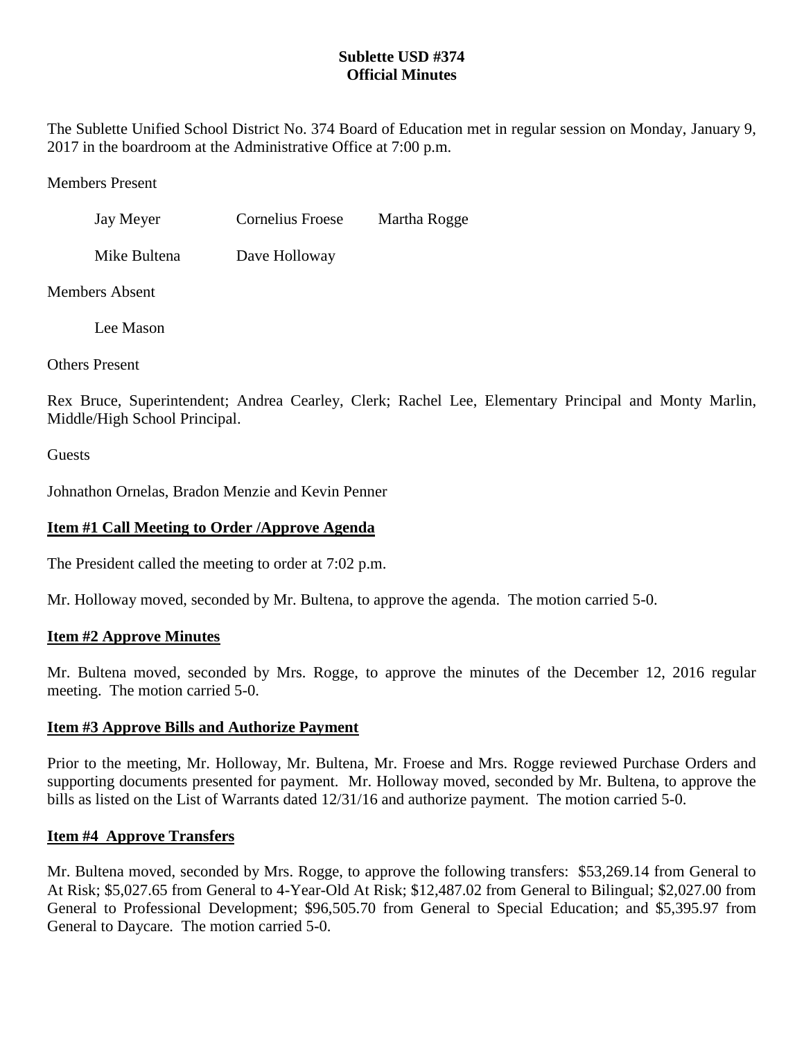**Sublette USD #374**
**Official Minutes**

The Sublette Unified School District No. 374 Board of Education met in regular session on Monday, January 9, 2017 in the boardroom at the Administrative Office at 7:00 p.m.

Members Present

| | | |
|---|---|---|
| Jay Meyer | Cornelius Froese | Martha Rogge |
| Mike Bultena | Dave Holloway | |

Members Absent

Lee Mason

Others Present

Rex Bruce, Superintendent; Andrea Cearley, Clerk; Rachel Lee, Elementary Principal and Monty Marlin, Middle/High School Principal.

Guests

Johnathon Ornelas, Bradon Menzie and Kevin Penner

**Item #1 Call Meeting to Order /Approve Agenda**

The President called the meeting to order at 7:02 p.m.

Mr. Holloway moved, seconded by Mr. Bultena, to approve the agenda. The motion carried 5-0.

**Item #2 Approve Minutes**

Mr. Bultena moved, seconded by Mrs. Rogge, to approve the minutes of the December 12, 2016 regular meeting. The motion carried 5-0.

**Item #3 Approve Bills and Authorize Payment**

Prior to the meeting, Mr. Holloway, Mr. Bultena, Mr. Froese and Mrs. Rogge reviewed Purchase Orders and supporting documents presented for payment. Mr. Holloway moved, seconded by Mr. Bultena, to approve the bills as listed on the List of Warrants dated 12/31/16 and authorize payment. The motion carried 5-0.

**Item #4 Approve Transfers**

Mr. Bultena moved, seconded by Mrs. Rogge, to approve the following transfers: $53,269.14 from General to At Risk; $5,027.65 from General to 4-Year-Old At Risk; $12,487.02 from General to Bilingual; $2,027.00 from General to Professional Development; $96,505.70 from General to Special Education; and $5,395.97 from General to Daycare. The motion carried 5-0.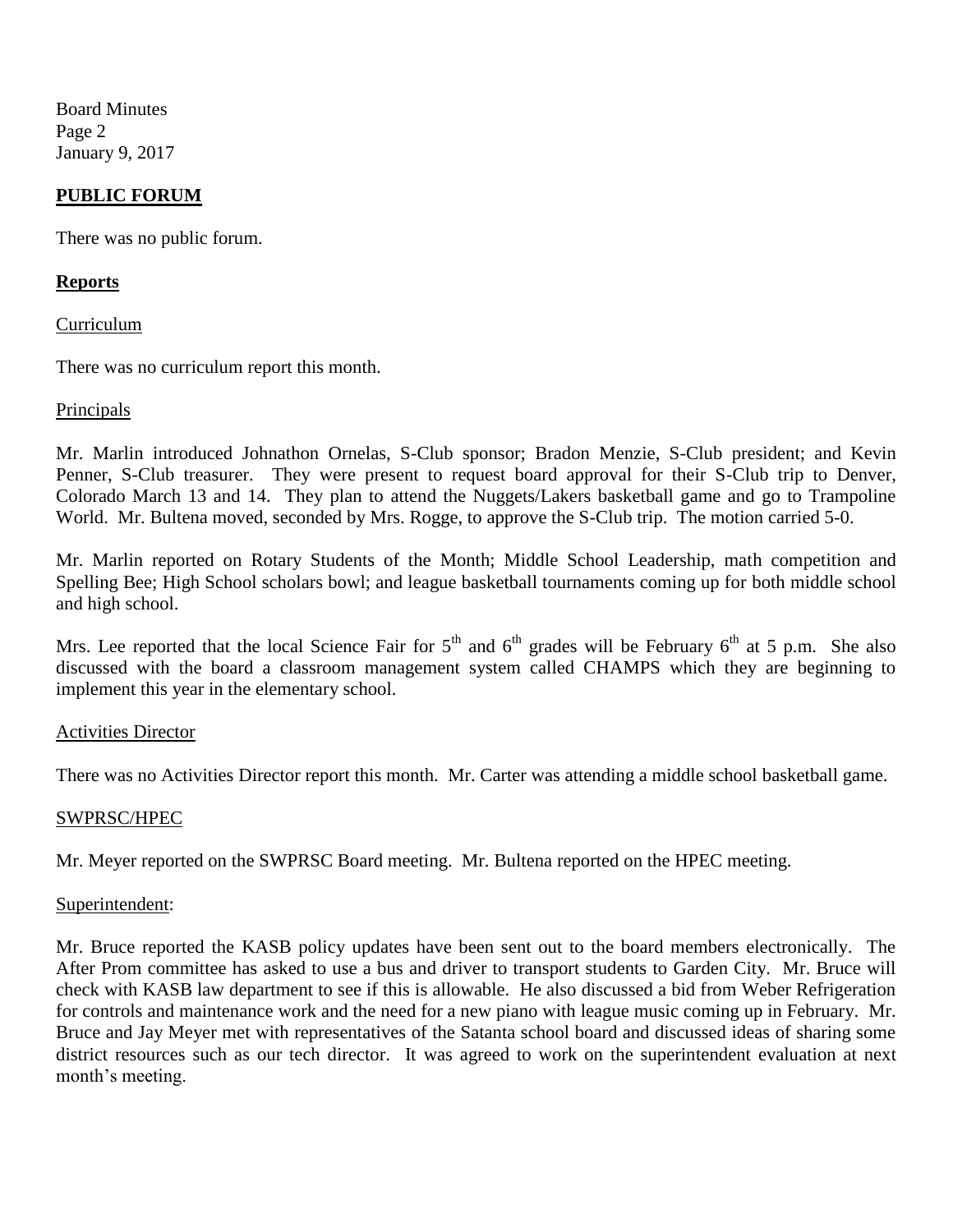## PUBLIC FORUM

There was no public forum.

## Reports

Curriculum

There was no curriculum report this month.

Principals

Mr. Marlin introduced Johnathon Ornelas, S-Club sponsor; Bradon Menzie, S-Club president; and Kevin Penner, S-Club treasurer. They were present to request board approval for their S-Club trip to Denver, Colorado March 13 and 14. They plan to attend the Nuggets/Lakers basketball game and go to Trampoline World. Mr. Bultena moved, seconded by Mrs. Rogge, to approve the S-Club trip. The motion carried 5-0.

Mr. Marlin reported on Rotary Students of the Month; Middle School Leadership, math competition and Spelling Bee; High School scholars bowl; and league basketball tournaments coming up for both middle school and high school.

Mrs. Lee reported that the local Science Fair for 5th and 6th grades will be February 6th at 5 p.m. She also discussed with the board a classroom management system called CHAMPS which they are beginning to implement this year in the elementary school.

Activities Director

There was no Activities Director report this month. Mr. Carter was attending a middle school basketball game.

SWPRSC/HPEC

Mr. Meyer reported on the SWPRSC Board meeting. Mr. Bultena reported on the HPEC meeting.

Superintendent:

Mr. Bruce reported the KASB policy updates have been sent out to the board members electronically. The After Prom committee has asked to use a bus and driver to transport students to Garden City. Mr. Bruce will check with KASB law department to see if this is allowable. He also discussed a bid from Weber Refrigeration for controls and maintenance work and the need for a new piano with league music coming up in February. Mr. Bruce and Jay Meyer met with representatives of the Satanta school board and discussed ideas of sharing some district resources such as our tech director. It was agreed to work on the superintendent evaluation at next month's meeting.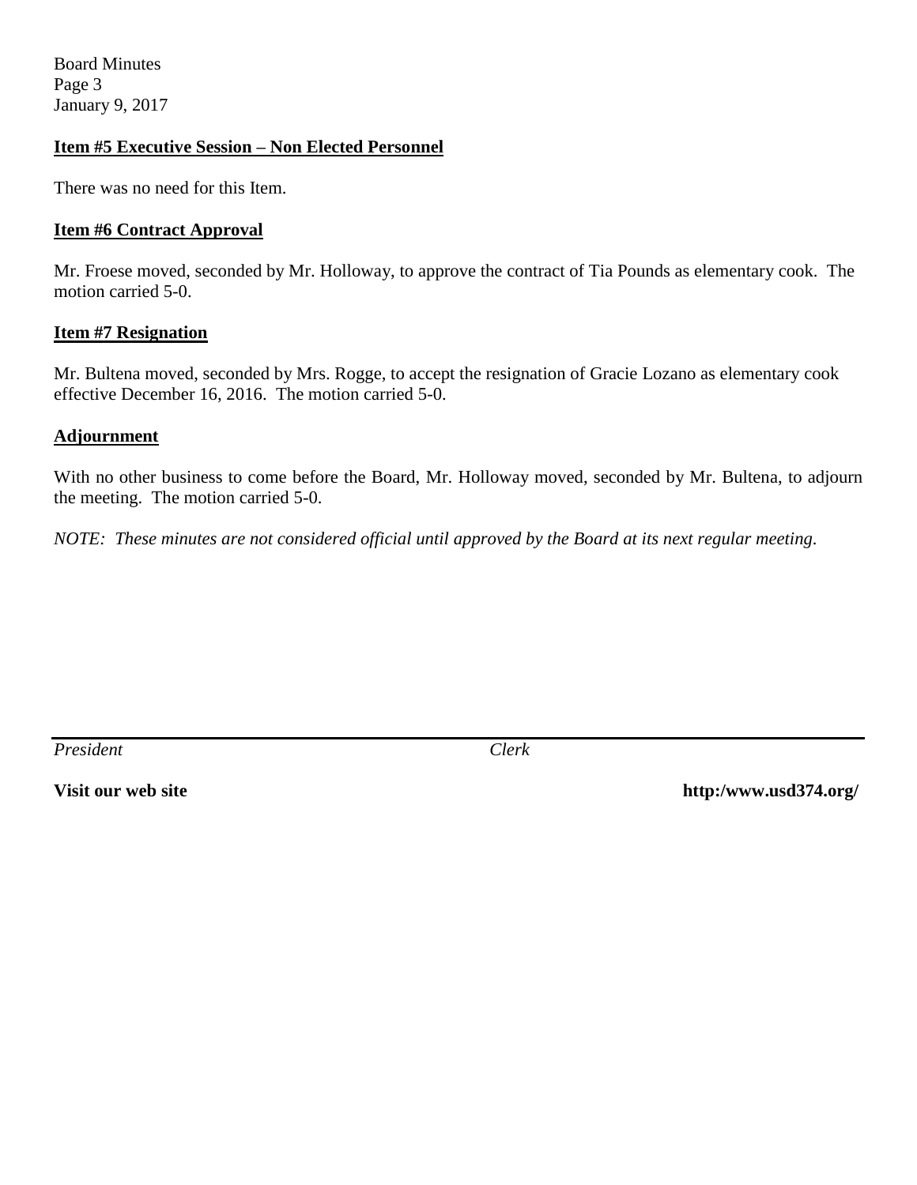**Item #5 Executive Session – Non Elected Personnel**

There was no need for this Item.

**Item #6 Contract Approval**

Mr. Froese moved, seconded by Mr. Holloway, to approve the contract of Tia Pounds as elementary cook. The motion carried 5-0.

**Item #7 Resignation**

Mr. Bultena moved, seconded by Mrs. Rogge, to accept the resignation of Gracie Lozano as elementary cook effective December 16, 2016. The motion carried 5-0.

**Adjournment**

With no other business to come before the Board, Mr. Holloway moved, seconded by Mr. Bultena, to adjourn the meeting. The motion carried 5-0.

*NOTE: These minutes are not considered official until approved by the Board at its next regular meeting.*

*President* *Clerk*

**Visit our web site** **http:/www.usd374.org/**